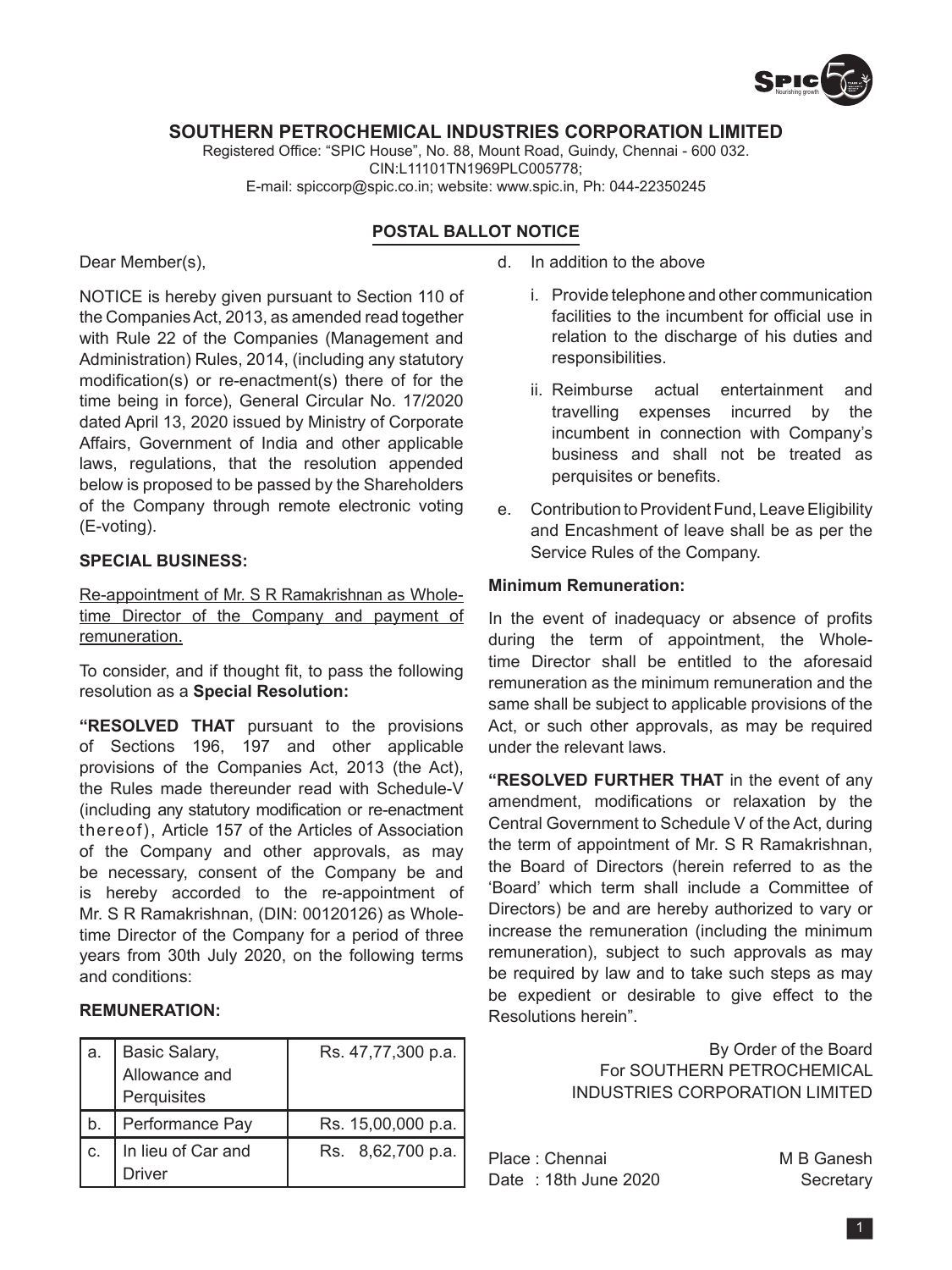# SOUTHERN PETROCHEMICAL INDUSTRIES CORPORATION LIMITED

Registered Office: "SPIC House", No. 88, Mount Road, Guindy, Chennai - 600 032.
CIN:L11101TN1969PLC005778;
E-mail: spiccorp@spic.co.in; website: www.spic.in, Ph: 044-22350245

## POSTAL BALLOT NOTICE

Dear Member(s),

NOTICE is hereby given pursuant to Section 110 of the Companies Act, 2013, as amended read together with Rule 22 of the Companies (Management and Administration) Rules, 2014, (including any statutory modification(s) or re-enactment(s) there of for the time being in force), General Circular No. 17/2020 dated April 13, 2020 issued by Ministry of Corporate Affairs, Government of India and other applicable laws, regulations, that the resolution appended below is proposed to be passed by the Shareholders of the Company through remote electronic voting (E-voting).

**SPECIAL BUSINESS:**

Re-appointment of Mr. S R Ramakrishnan as Whole-time Director of the Company and payment of remuneration.

To consider, and if thought fit, to pass the following resolution as a **Special Resolution:**

**"RESOLVED THAT** pursuant to the provisions of Sections 196, 197 and other applicable provisions of the Companies Act, 2013 (the Act), the Rules made thereunder read with Schedule-V (including any statutory modification or re-enactment thereof), Article 157 of the Articles of Association of the Company and other approvals, as may be necessary, consent of the Company be and is hereby accorded to the re-appointment of Mr. S R Ramakrishnan, (DIN: 00120126) as Whole-time Director of the Company for a period of three years from 30th July 2020, on the following terms and conditions:

**REMUNERATION:**

| | | |
|---|---|---|
| a. | Basic Salary, Allowance and Perquisites | Rs. 47,77,300 p.a. |
| b. | Performance Pay | Rs. 15,00,000 p.a. |
| c. | In lieu of Car and Driver | Rs. 8,62,700 p.a. |

d. In addition to the above

   i. Provide telephone and other communication facilities to the incumbent for official use in relation to the discharge of his duties and responsibilities.

   ii. Reimburse actual entertainment and travelling expenses incurred by the incumbent in connection with Company's business and shall not be treated as perquisites or benefits.

e. Contribution to Provident Fund, Leave Eligibility and Encashment of leave shall be as per the Service Rules of the Company.

**Minimum Remuneration:**

In the event of inadequacy or absence of profits during the term of appointment, the Whole-time Director shall be entitled to the aforesaid remuneration as the minimum remuneration and the same shall be subject to applicable provisions of the Act, or such other approvals, as may be required under the relevant laws.

**"RESOLVED FURTHER THAT** in the event of any amendment, modifications or relaxation by the Central Government to Schedule V of the Act, during the term of appointment of Mr. S R Ramakrishnan, the Board of Directors (herein referred to as the 'Board' which term shall include a Committee of Directors) be and are hereby authorized to vary or increase the remuneration (including the minimum remuneration), subject to such approvals as may be required by law and to take such steps as may be expedient or desirable to give effect to the Resolutions herein".

By Order of the Board
For SOUTHERN PETROCHEMICAL INDUSTRIES CORPORATION LIMITED

Place : Chennai
Date : 18th June 2020

M B Ganesh
Secretary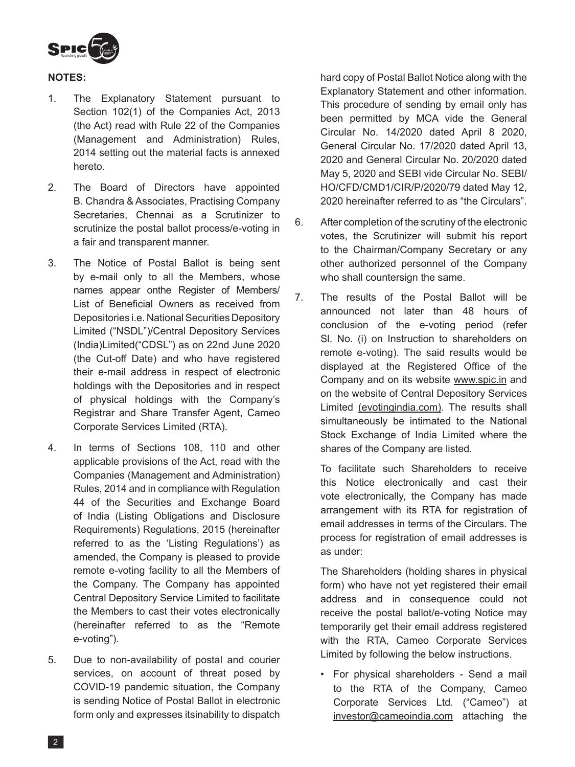**NOTES:**

1. The Explanatory Statement pursuant to Section 102(1) of the Companies Act, 2013 (the Act) read with Rule 22 of the Companies (Management and Administration) Rules, 2014 setting out the material facts is annexed hereto.

2. The Board of Directors have appointed B. Chandra & Associates, Practising Company Secretaries, Chennai as a Scrutinizer to scrutinize the postal ballot process/e-voting in a fair and transparent manner.

3. The Notice of Postal Ballot is being sent by e-mail only to all the Members, whose names appear onthe Register of Members/ List of Beneficial Owners as received from Depositories i.e. National Securities Depository Limited ("NSDL")/Central Depository Services (India)Limited("CDSL") as on 22nd June 2020 (the Cut-off Date) and who have registered their e-mail address in respect of electronic holdings with the Depositories and in respect of physical holdings with the Company's Registrar and Share Transfer Agent, Cameo Corporate Services Limited (RTA).

4. In terms of Sections 108, 110 and other applicable provisions of the Act, read with the Companies (Management and Administration) Rules, 2014 and in compliance with Regulation 44 of the Securities and Exchange Board of India (Listing Obligations and Disclosure Requirements) Regulations, 2015 (hereinafter referred to as the 'Listing Regulations') as amended, the Company is pleased to provide remote e-voting facility to all the Members of the Company. The Company has appointed Central Depository Service Limited to facilitate the Members to cast their votes electronically (hereinafter referred to as the "Remote e-voting").

5. Due to non-availability of postal and courier services, on account of threat posed by COVID-19 pandemic situation, the Company is sending Notice of Postal Ballot in electronic form only and expresses itsinability to dispatch hard copy of Postal Ballot Notice along with the Explanatory Statement and other information. This procedure of sending by email only has been permitted by MCA vide the General Circular No. 14/2020 dated April 8 2020, General Circular No. 17/2020 dated April 13, 2020 and General Circular No. 20/2020 dated May 5, 2020 and SEBI vide Circular No. SEBI/HO/CFD/CMD1/CIR/P/2020/79 dated May 12, 2020 hereinafter referred to as "the Circulars".

6. After completion of the scrutiny of the electronic votes, the Scrutinizer will submit his report to the Chairman/Company Secretary or any other authorized personnel of the Company who shall countersign the same.

7. The results of the Postal Ballot will be announced not later than 48 hours of conclusion of the e-voting period (refer Sl. No. (i) on Instruction to shareholders on remote e-voting). The said results would be displayed at the Registered Office of the Company and on its website www.spic.in and on the website of Central Depository Services Limited (evotingindia.com). The results shall simultaneously be intimated to the National Stock Exchange of India Limited where the shares of the Company are listed.

   To facilitate such Shareholders to receive this Notice electronically and cast their vote electronically, the Company has made arrangement with its RTA for registration of email addresses in terms of the Circulars. The process for registration of email addresses is as under:

   The Shareholders (holding shares in physical form) who have not yet registered their email address and in consequence could not receive the postal ballot/e-voting Notice may temporarily get their email address registered with the RTA, Cameo Corporate Services Limited by following the below instructions.

   - For physical shareholders - Send a mail to the RTA of the Company, Cameo Corporate Services Ltd. ("Cameo") at investor@cameoindia.com attaching the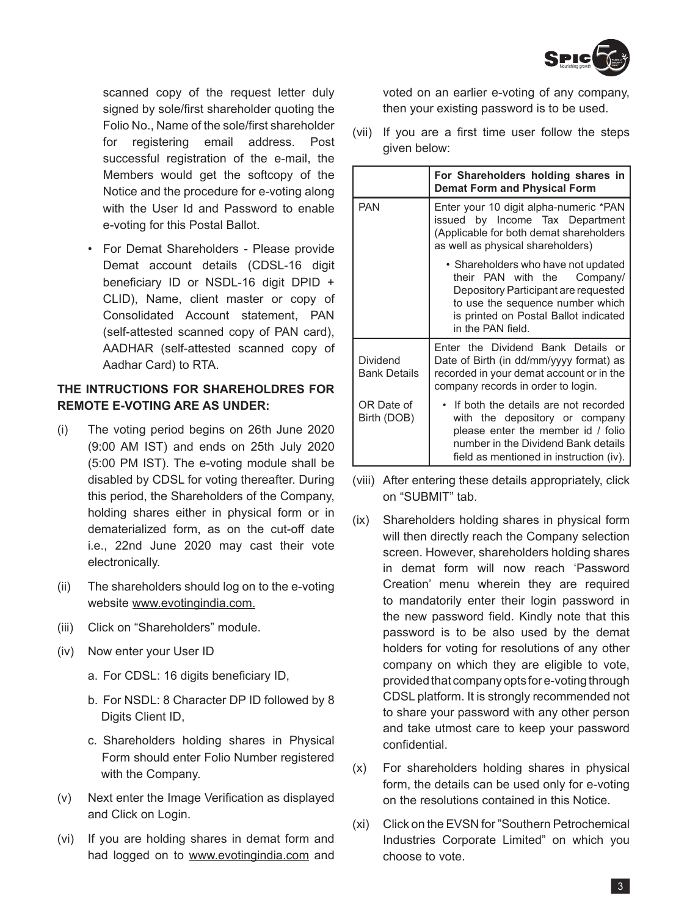scanned copy of the request letter duly signed by sole/first shareholder quoting the Folio No., Name of the sole/first shareholder for registering email address. Post successful registration of the e-mail, the Members would get the softcopy of the Notice and the procedure for e-voting along with the User Id and Password to enable e-voting for this Postal Ballot.

- For Demat Shareholders - Please provide Demat account details (CDSL-16 digit beneficiary ID or NSDL-16 digit DPID + CLID), Name, client master or copy of Consolidated Account statement, PAN (self-attested scanned copy of PAN card), AADHAR (self-attested scanned copy of Aadhar Card) to RTA.

**THE INTRUCTIONS FOR SHAREHOLDRES FOR REMOTE E-VOTING ARE AS UNDER:**

(i) The voting period begins on 26th June 2020 (9:00 AM IST) and ends on 25th July 2020 (5:00 PM IST). The e-voting module shall be disabled by CDSL for voting thereafter. During this period, the Shareholders of the Company, holding shares either in physical form or in dematerialized form, as on the cut-off date i.e., 22nd June 2020 may cast their vote electronically.

(ii) The shareholders should log on to the e-voting website www.evotingindia.com.

(iii) Click on "Shareholders" module.

(iv) Now enter your User ID

a. For CDSL: 16 digits beneficiary ID,

b. For NSDL: 8 Character DP ID followed by 8 Digits Client ID,

c. Shareholders holding shares in Physical Form should enter Folio Number registered with the Company.

(v) Next enter the Image Verification as displayed and Click on Login.

(vi) If you are holding shares in demat form and had logged on to www.evotingindia.com and voted on an earlier e-voting of any company, then your existing password is to be used.

(vii) If you are a first time user follow the steps given below:

| | For Shareholders holding shares in Demat Form and Physical Form |
|---|---|
| PAN | Enter your 10 digit alpha-numeric *PAN issued by Income Tax Department (Applicable for both demat shareholders as well as physical shareholders)<br>• Shareholders who have not updated their PAN with the Company/ Depository Participant are requested to use the sequence number which is printed on Postal Ballot indicated in the PAN field. |
| Dividend Bank Details<br><br>OR Date of Birth (DOB) | Enter the Dividend Bank Details or Date of Birth (in dd/mm/yyyy format) as recorded in your demat account or in the company records in order to login.<br>• If both the details are not recorded with the depository or company please enter the member id / folio number in the Dividend Bank details field as mentioned in instruction (iv). |

(viii) After entering these details appropriately, click on "SUBMIT" tab.

(ix) Shareholders holding shares in physical form will then directly reach the Company selection screen. However, shareholders holding shares in demat form will now reach 'Password Creation' menu wherein they are required to mandatorily enter their login password in the new password field. Kindly note that this password is to be also used by the demat holders for voting for resolutions of any other company on which they are eligible to vote, provided that company opts for e-voting through CDSL platform. It is strongly recommended not to share your password with any other person and take utmost care to keep your password confidential.

(x) For shareholders holding shares in physical form, the details can be used only for e-voting on the resolutions contained in this Notice.

(xi) Click on the EVSN for "Southern Petrochemical Industries Corporate Limited" on which you choose to vote.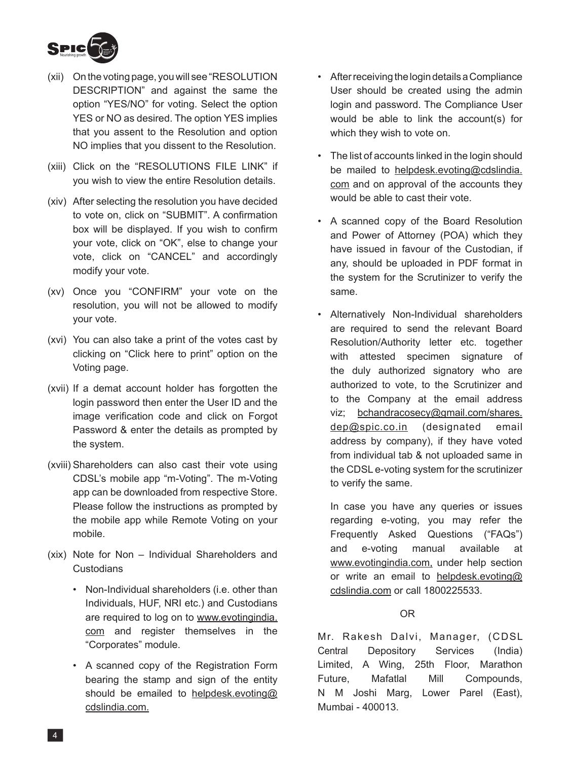(xii) On the voting page, you will see "RESOLUTION DESCRIPTION" and against the same the option "YES/NO" for voting. Select the option YES or NO as desired. The option YES implies that you assent to the Resolution and option NO implies that you dissent to the Resolution.

(xiii) Click on the "RESOLUTIONS FILE LINK" if you wish to view the entire Resolution details.

(xiv) After selecting the resolution you have decided to vote on, click on "SUBMIT". A confirmation box will be displayed. If you wish to confirm your vote, click on "OK", else to change your vote, click on "CANCEL" and accordingly modify your vote.

(xv) Once you "CONFIRM" your vote on the resolution, you will not be allowed to modify your vote.

(xvi) You can also take a print of the votes cast by clicking on "Click here to print" option on the Voting page.

(xvii) If a demat account holder has forgotten the login password then enter the User ID and the image verification code and click on Forgot Password & enter the details as prompted by the system.

(xviii) Shareholders can also cast their vote using CDSL's mobile app "m-Voting". The m-Voting app can be downloaded from respective Store. Please follow the instructions as prompted by the mobile app while Remote Voting on your mobile.

(xix) Note for Non – Individual Shareholders and Custodians

- Non-Individual shareholders (i.e. other than Individuals, HUF, NRI etc.) and Custodians are required to log on to www.evotingindia.com and register themselves in the "Corporates" module.
- A scanned copy of the Registration Form bearing the stamp and sign of the entity should be emailed to helpdesk.evoting@cdslindia.com.
- After receiving the login details a Compliance User should be created using the admin login and password. The Compliance User would be able to link the account(s) for which they wish to vote on.
- The list of accounts linked in the login should be mailed to helpdesk.evoting@cdslindia.com and on approval of the accounts they would be able to cast their vote.
- A scanned copy of the Board Resolution and Power of Attorney (POA) which they have issued in favour of the Custodian, if any, should be uploaded in PDF format in the system for the Scrutinizer to verify the same.
- Alternatively Non-Individual shareholders are required to send the relevant Board Resolution/Authority letter etc. together with attested specimen signature of the duly authorized signatory who are authorized to vote, to the Scrutinizer and to the Company at the email address viz; bchandracosecy@gmail.com/shares.dep@spic.co.in (designated email address by company), if they have voted from individual tab & not uploaded same in the CDSL e-voting system for the scrutinizer to verify the same.

  In case you have any queries or issues regarding e-voting, you may refer the Frequently Asked Questions ("FAQs") and e-voting manual available at www.evotingindia.com, under help section or write an email to helpdesk.evoting@cdslindia.com or call 1800225533.

OR

Mr. Rakesh Dalvi, Manager, (CDSL Central Depository Services (India) Limited, A Wing, 25th Floor, Marathon Future, Mafatlal Mill Compounds, N M Joshi Marg, Lower Parel (East), Mumbai - 400013.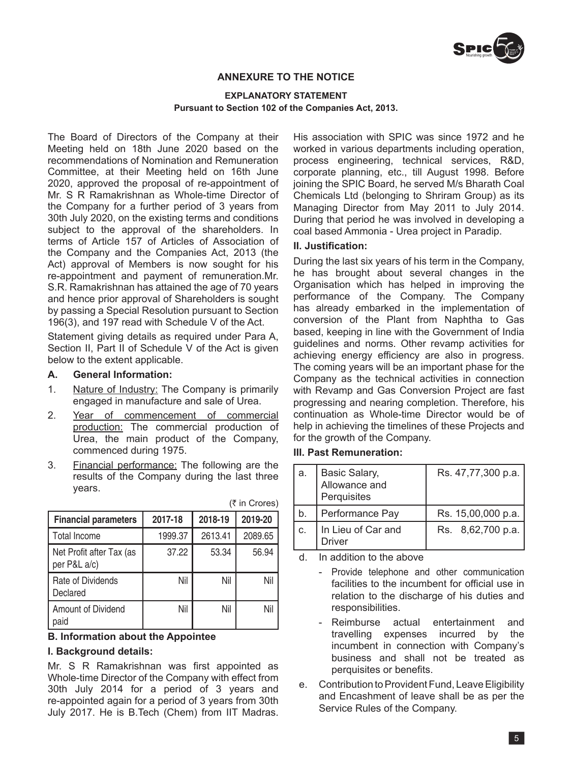## ANNEXURE TO THE NOTICE

### EXPLANATORY STATEMENT

**Pursuant to Section 102 of the Companies Act, 2013.**

The Board of Directors of the Company at their Meeting held on 18th June 2020 based on the recommendations of Nomination and Remuneration Committee, at their Meeting held on 16th June 2020, approved the proposal of re-appointment of Mr. S R Ramakrishnan as Whole-time Director of the Company for a further period of 3 years from 30th July 2020, on the existing terms and conditions subject to the approval of the shareholders. In terms of Article 157 of Articles of Association of the Company and the Companies Act, 2013 (the Act) approval of Members is now sought for his re-appointment and payment of remuneration.Mr. S.R. Ramakrishnan has attained the age of 70 years and hence prior approval of Shareholders is sought by passing a Special Resolution pursuant to Section 196(3), and 197 read with Schedule V of the Act.

Statement giving details as required under Para A, Section II, Part II of Schedule V of the Act is given below to the extent applicable.

**A. General Information:**

1. Nature of Industry: The Company is primarily engaged in manufacture and sale of Urea.
2. Year of commencement of commercial production: The commercial production of Urea, the main product of the Company, commenced during 1975.
3. Financial performance: The following are the results of the Company during the last three years.

(₹ in Crores)

| Financial parameters | 2017-18 | 2018-19 | 2019-20 |
|---|---|---|---|
| Total Income | 1999.37 | 2613.41 | 2089.65 |
| Net Profit after Tax (as per P&L a/c) | 37.22 | 53.34 | 56.94 |
| Rate of Dividends Declared | Nil | Nil | Nil |
| Amount of Dividend paid | Nil | Nil | Nil |

**B. Information about the Appointee**

**I. Background details:**

Mr. S R Ramakrishnan was first appointed as Whole-time Director of the Company with effect from 30th July 2014 for a period of 3 years and re-appointed again for a period of 3 years from 30th July 2017. He is B.Tech (Chem) from IIT Madras. His association with SPIC was since 1972 and he worked in various departments including operation, process engineering, technical services, R&D, corporate planning, etc., till August 1998. Before joining the SPIC Board, he served M/s Bharath Coal Chemicals Ltd (belonging to Shriram Group) as its Managing Director from May 2011 to July 2014. During that period he was involved in developing a coal based Ammonia - Urea project in Paradip.

**II. Justification:**

During the last six years of his term in the Company, he has brought about several changes in the Organisation which has helped in improving the performance of the Company. The Company has already embarked in the implementation of conversion of the Plant from Naphtha to Gas based, keeping in line with the Government of India guidelines and norms. Other revamp activities for achieving energy efficiency are also in progress. The coming years will be an important phase for the Company as the technical activities in connection with Revamp and Gas Conversion Project are fast progressing and nearing completion. Therefore, his continuation as Whole-time Director would be of help in achieving the timelines of these Projects and for the growth of the Company.

**III. Past Remuneration:**

| | | |
|---|---|---|
| a. | Basic Salary, Allowance and Perquisites | Rs. 47,77,300 p.a. |
| b. | Performance Pay | Rs. 15,00,000 p.a. |
| c. | In Lieu of Car and Driver | Rs. 8,62,700 p.a. |

d. In addition to the above

- Provide telephone and other communication facilities to the incumbent for official use in relation to the discharge of his duties and responsibilities.
- Reimburse actual entertainment and travelling expenses incurred by the incumbent in connection with Company's business and shall not be treated as perquisites or benefits.

e. Contribution to Provident Fund, Leave Eligibility and Encashment of leave shall be as per the Service Rules of the Company.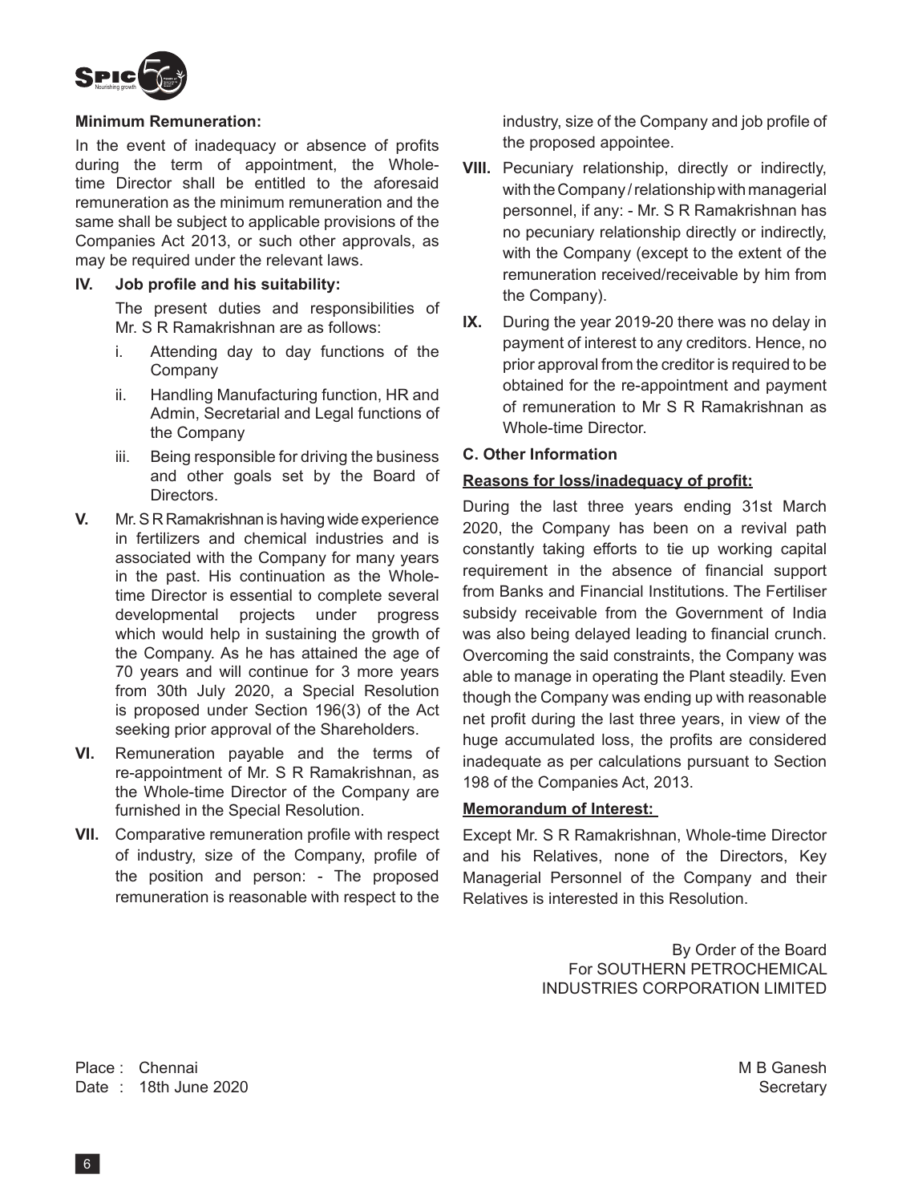**Minimum Remuneration:**

In the event of inadequacy or absence of profits during the term of appointment, the Whole-time Director shall be entitled to the aforesaid remuneration as the minimum remuneration and the same shall be subject to applicable provisions of the Companies Act 2013, or such other approvals, as may be required under the relevant laws.

**IV. Job profile and his suitability:**

The present duties and responsibilities of Mr. S R Ramakrishnan are as follows:

i. Attending day to day functions of the Company

ii. Handling Manufacturing function, HR and Admin, Secretarial and Legal functions of the Company

iii. Being responsible for driving the business and other goals set by the Board of Directors.

**V.** Mr. S R Ramakrishnan is having wide experience in fertilizers and chemical industries and is associated with the Company for many years in the past. His continuation as the Whole-time Director is essential to complete several developmental projects under progress which would help in sustaining the growth of the Company. As he has attained the age of 70 years and will continue for 3 more years from 30th July 2020, a Special Resolution is proposed under Section 196(3) of the Act seeking prior approval of the Shareholders.

**VI.** Remuneration payable and the terms of re-appointment of Mr. S R Ramakrishnan, as the Whole-time Director of the Company are furnished in the Special Resolution.

**VII.** Comparative remuneration profile with respect of industry, size of the Company, profile of the position and person: - The proposed remuneration is reasonable with respect to the industry, size of the Company and job profile of the proposed appointee.

**VIII.** Pecuniary relationship, directly or indirectly, with the Company / relationship with managerial personnel, if any: - Mr. S R Ramakrishnan has no pecuniary relationship directly or indirectly, with the Company (except to the extent of the remuneration received/receivable by him from the Company).

**IX.** During the year 2019-20 there was no delay in payment of interest to any creditors. Hence, no prior approval from the creditor is required to be obtained for the re-appointment and payment of remuneration to Mr S R Ramakrishnan as Whole-time Director.

**C. Other Information**

**Reasons for loss/inadequacy of profit:**

During the last three years ending 31st March 2020, the Company has been on a revival path constantly taking efforts to tie up working capital requirement in the absence of financial support from Banks and Financial Institutions. The Fertiliser subsidy receivable from the Government of India was also being delayed leading to financial crunch. Overcoming the said constraints, the Company was able to manage in operating the Plant steadily. Even though the Company was ending up with reasonable net profit during the last three years, in view of the huge accumulated loss, the profits are considered inadequate as per calculations pursuant to Section 198 of the Companies Act, 2013.

**Memorandum of Interest:**

Except Mr. S R Ramakrishnan, Whole-time Director and his Relatives, none of the Directors, Key Managerial Personnel of the Company and their Relatives is interested in this Resolution.

By Order of the Board
For SOUTHERN PETROCHEMICAL INDUSTRIES CORPORATION LIMITED

Place : Chennai
Date : 18th June 2020

M B Ganesh
Secretary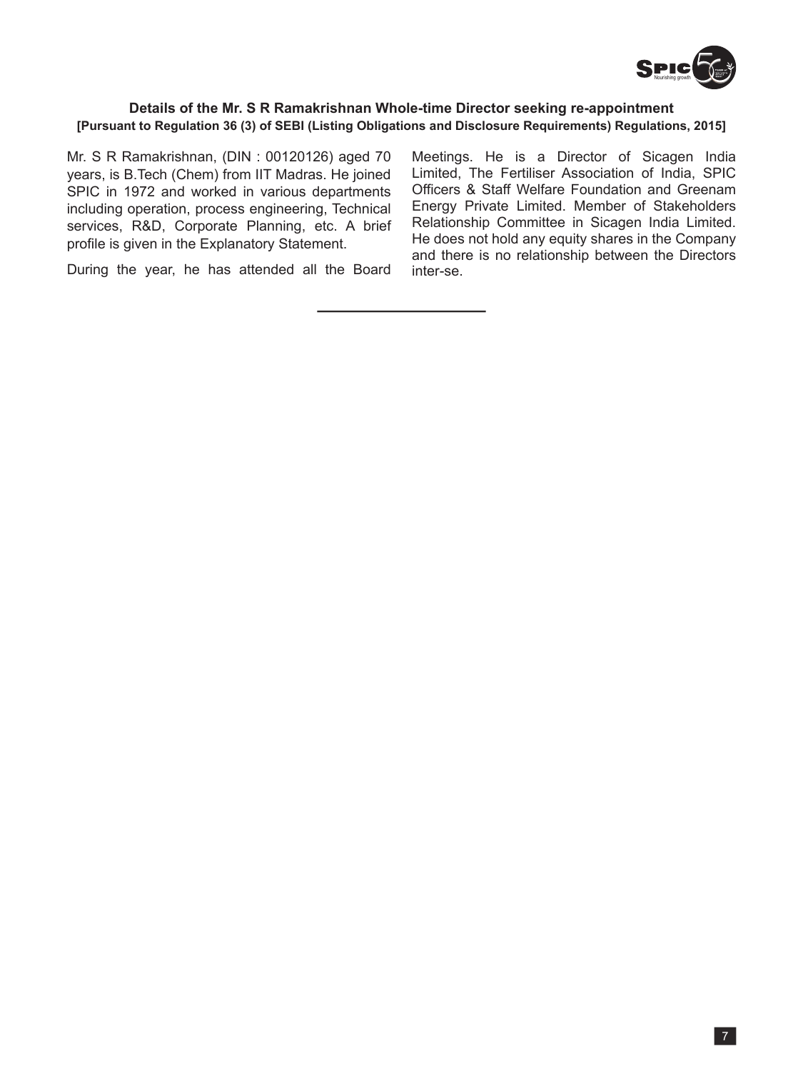**Details of the Mr. S R Ramakrishnan Whole-time Director seeking re-appointment**
**[Pursuant to Regulation 36 (3) of SEBI (Listing Obligations and Disclosure Requirements) Regulations, 2015]**

Mr. S R Ramakrishnan, (DIN : 00120126) aged 70 years, is B.Tech (Chem) from IIT Madras. He joined SPIC in 1972 and worked in various departments including operation, process engineering, Technical services, R&D, Corporate Planning, etc. A brief profile is given in the Explanatory Statement.

During the year, he has attended all the Board Meetings. He is a Director of Sicagen India Limited, The Fertiliser Association of India, SPIC Officers & Staff Welfare Foundation and Greenam Energy Private Limited. Member of Stakeholders Relationship Committee in Sicagen India Limited. He does not hold any equity shares in the Company and there is no relationship between the Directors inter-se.